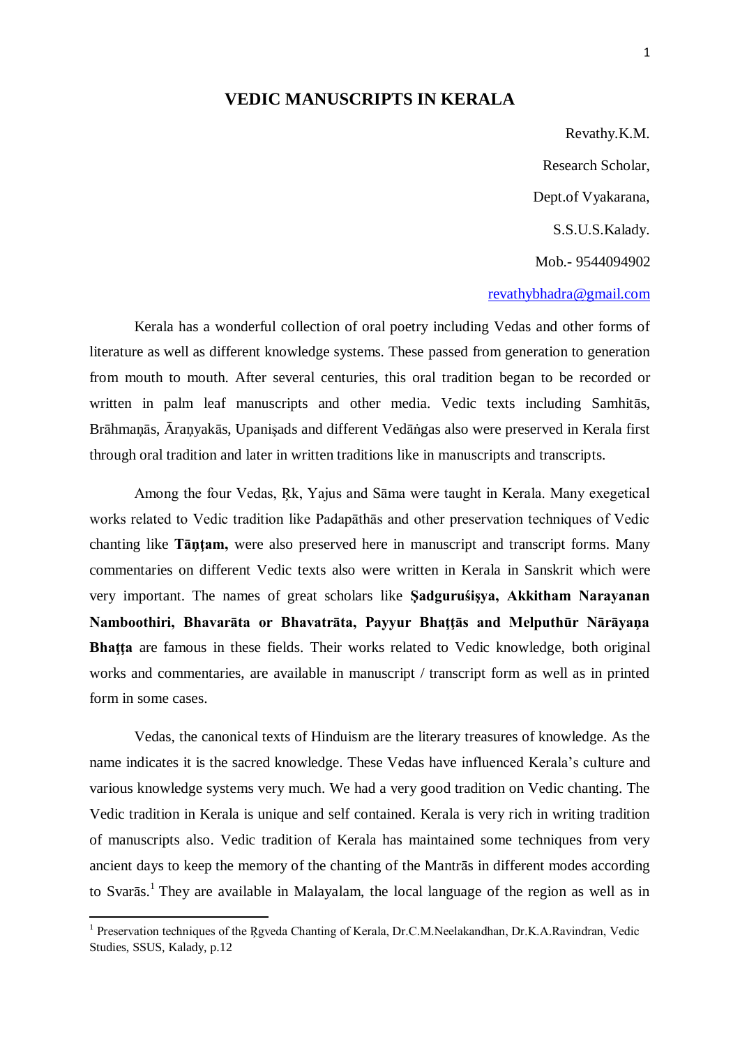# VEDIC MANUSCRIPTS IN KERALA

Revathy.K.M.

Research Scholar,

Dept.of Vyakarana,

S.S.U.S.Kalady.

Mob.- 9544094902

revathybhadra@gmail.com

Kerala has a wonderful collection of oral poetry including Vedas and other forms of literature as well as different knowledge systems. These passed from generation to generation from mouth to mouth. After several centuries, this oral tradition began to be recorded or written in palm leaf manuscripts and other media. Vedic texts including Samhitās, Brāhmaṇās, Āraṇyakās, Upaniṣads and different Vedāṅgas also were preserved in Kerala first through oral tradition and later in written traditions like in manuscripts and transcripts.

Among the four Vedas, Ṛk, Yajus and Sāma were taught in Kerala. Many exegetical works related to Vedic tradition like Padapāthās and other preservation techniques of Vedic chanting like **Tāṇṭam,** were also preserved here in manuscript and transcript forms. Many commentaries on different Vedic texts also were written in Kerala in Sanskrit which were very important. The names of great scholars like **Ṣadguruśiṣya, Akkitham Narayanan Namboothiri, Bhavarāta or Bhavatrāta, Payyur Bhaṭṭās and Melputhūr Nārāyaṇa Bhaṭṭa** are famous in these fields. Their works related to Vedic knowledge, both original works and commentaries, are available in manuscript / transcript form as well as in printed form in some cases.

Vedas, the canonical texts of Hinduism are the literary treasures of knowledge. As the name indicates it is the sacred knowledge. These Vedas have influenced Kerala's culture and various knowledge systems very much. We had a very good tradition on Vedic chanting. The Vedic tradition in Kerala is unique and self contained. Kerala is very rich in writing tradition of manuscripts also. Vedic tradition of Kerala has maintained some techniques from very ancient days to keep the memory of the chanting of the Mantrās in different modes according to Svarās.[1] They are available in Malayalam, the local language of the region as well as in

---

[1] Preservation techniques of the Ṛgveda Chanting of Kerala, Dr.C.M.Neelakandhan, Dr.K.A.Ravindran, Vedic Studies, SSUS, Kalady, p.12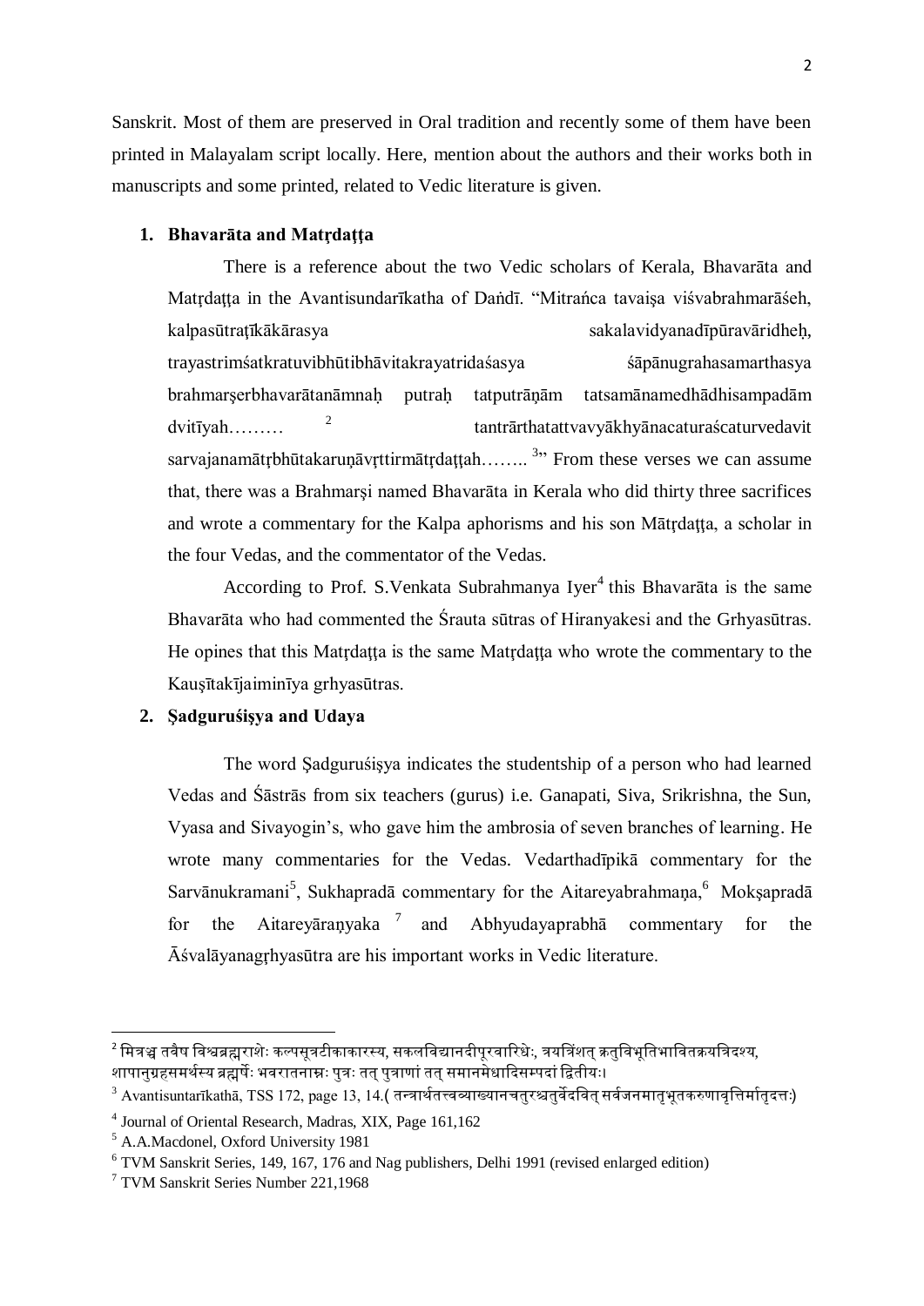Sanskrit. Most of them are preserved in Oral tradition and recently some of them have been printed in Malayalam script locally. Here, mention about the authors and their works both in manuscripts and some printed, related to Vedic literature is given.

1. **Bhavarāta and Matṛdaṭṭa**

There is a reference about the two Vedic scholars of Kerala, Bhavarāta and Matṛdaṭṭa in the Avantisundarīkatha of Daṅḍī. "Mitraṅca tavaiṣa viśvabrahmarāśeh, kalpasūtraṭīkākārasya sakalavidyanadīpūravāridheḥ, trayastrimśatkratuvibhūtibhāvitakrayatridaśasya śāpānugrahasamarthasya brahmarṣerbhavarātanāmnaḥ putraḥ tatputrāṇām tatsamānamedhādhisampadām dvitīyah……… [2] tantrārthatattvavyākhyānacaturaścaturvedavit sarvajanamātṛbhūtakaruṇāvṛttirmātṛdaṭṭah…….. [3]" From these verses we can assume that, there was a Brahmarṣi named Bhavarāta in Kerala who did thirty three sacrifices and wrote a commentary for the Kalpa aphorisms and his son Mātṛdaṭṭa, a scholar in the four Vedas, and the commentator of the Vedas.

According to Prof. S.Venkata Subrahmanya Iyer[4] this Bhavarāta is the same Bhavarāta who had commented the Śrauta sūtras of Hiranyakesi and the Grhyasūtras. He opines that this Matṛdaṭṭa is the same Matṛdaṭṭa who wrote the commentary to the Kauṣītakījaiminīya grhyasūtras.

2. **Ṣadguruśiṣya and Udaya**

The word Ṣadguruśiṣya indicates the studentship of a person who had learned Vedas and Śāstrās from six teachers (gurus) i.e. Ganapati, Siva, Srikrishna, the Sun, Vyasa and Sivayogin's, who gave him the ambrosia of seven branches of learning. He wrote many commentaries for the Vedas. Vedarthadīpikā commentary for the Sarvānukramani[5], Sukhapradā commentary for the Aitareyabrahmaṇa,[6] Mokṣapradā for the Aitareyāraṇyaka [7] and Abhyudayaprabhā commentary for the Āśvalāyanagṛhyasūtra are his important works in Vedic literature.

---

[2] मित्रञ्च तवैष विश्वब्रह्मराशेः कल्पसूत्रटीकाकारस्य, सकलविद्यानदीपूरवारिधेः, त्रयत्रिंशत् क्रतुविभूतिभावितक्रयत्रिदश्य, शापानुग्रहसमर्थस्य ब्रह्मर्षेः भवरातनाम्नः पुत्रः तत् पुत्राणां तत् समानमेधादिसम्पदां द्वितीयः।

[3] Avantisuntarīkathā, TSS 172, page 13, 14.( तन्त्रार्थतत्त्वव्याख्यानचतुरश्चतुर्वेदवित् सर्वजनमातृभूतकरुणावृत्तिर्मातृदत्तः)

[4] Journal of Oriental Research, Madras, XIX, Page 161,162

[5] A.A.Macdonel, Oxford University 1981

[6] TVM Sanskrit Series, 149, 167, 176 and Nag publishers, Delhi 1991 (revised enlarged edition)

[7] TVM Sanskrit Series Number 221,1968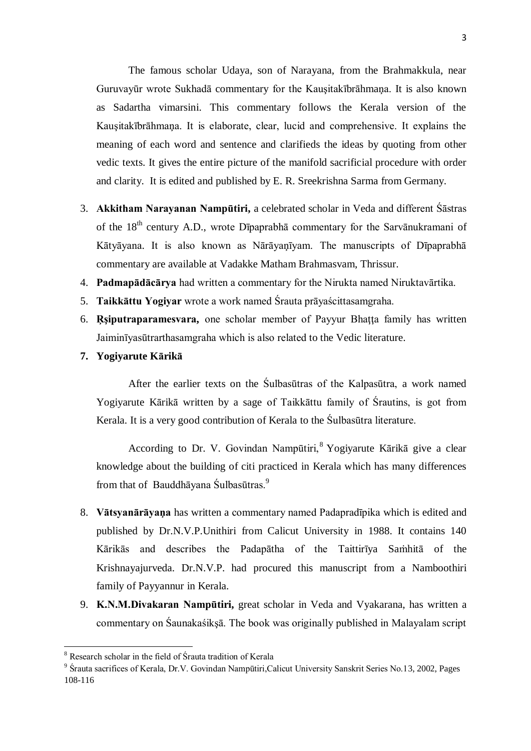The famous scholar Udaya, son of Narayana, from the Brahmakkula, near Guruvayūr wrote Sukhadā commentary for the Kauşitakībrāhmaṇa. It is also known as Sadartha vimarsini. This commentary follows the Kerala version of the Kauşitakībrāhmaṇa. It is elaborate, clear, lucid and comprehensive. It explains the meaning of each word and sentence and clarifieds the ideas by quoting from other vedic texts. It gives the entire picture of the manifold sacrificial procedure with order and clarity. It is edited and published by E. R. Sreekrishna Sarma from Germany.

3. **Akkitham Narayanan Nampūtiri,** a celebrated scholar in Veda and different Śāstras of the 18th century A.D., wrote Dīpaprabhā commentary for the Sarvānukramani of Kātyāyana. It is also known as Nārāyaṇīyam. The manuscripts of Dīpaprabhā commentary are available at Vadakke Matham Brahmasvam, Thrissur.
4. **Padmapādācārya** had written a commentary for the Nirukta named Niruktavārtika.
5. **Taikkāttu Yogiyar** wrote a work named Śrauta prāyaścittasamgraha.
6. **Ṛşiputraparamesvara,** one scholar member of Payyur Bhaṭṭa family has written Jaiminīyasūtrarthasamgraha which is also related to the Vedic literature.
7. **Yogiyarute Kārikā**

After the earlier texts on the Śulbasūtras of the Kalpasūtra, a work named Yogiyarute Kārikā written by a sage of Taikkāttu family of Śrautins, is got from Kerala. It is a very good contribution of Kerala to the Śulbasūtra literature.

According to Dr. V. Govindan Nampūtiri,[8] Yogiyarute Kārikā give a clear knowledge about the building of citi practiced in Kerala which has many differences from that of Bauddhāyana Śulbasūtras.[9]

8. **Vātsyanārāyaṇa** has written a commentary named Padapradīpika which is edited and published by Dr.N.V.P.Unithiri from Calicut University in 1988. It contains 140 Kārikās and describes the Padapātha of the Taittirīya Saṁhitā of the Krishnayajurveda. Dr.N.V.P. had procured this manuscript from a Namboothiri family of Payyannur in Kerala.
9. **K.N.M.Divakaran Nampūtiri,** great scholar in Veda and Vyakarana, has written a commentary on Śaunakaśikṣā. The book was originally published in Malayalam script

---

[8] Research scholar in the field of Śrauta tradition of Kerala

[9] Śrauta sacrifices of Kerala, Dr.V. Govindan Nampūtiri,Calicut University Sanskrit Series No.13, 2002, Pages 108-116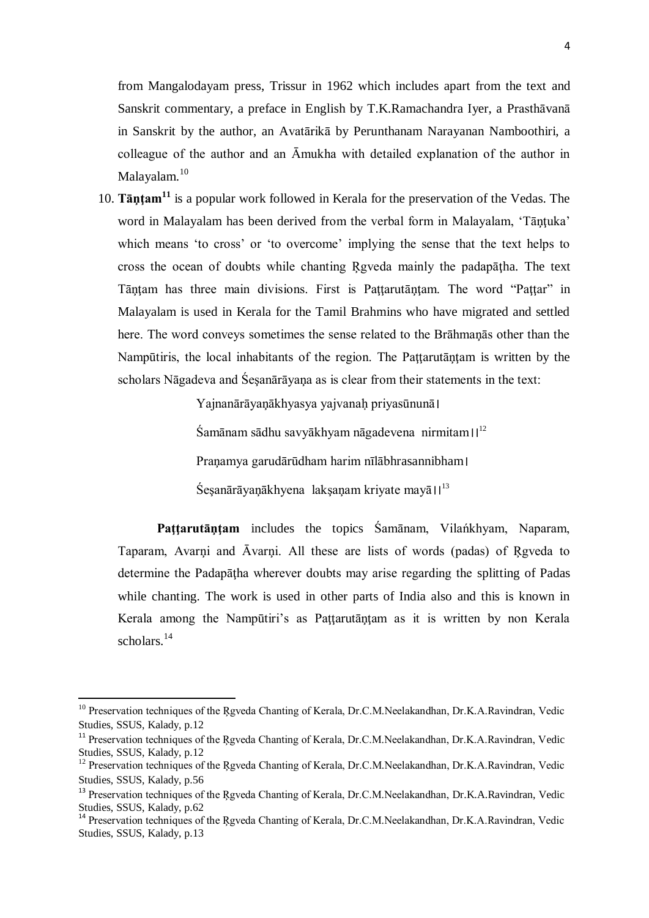from Mangalodayam press, Trissur in 1962 which includes apart from the text and Sanskrit commentary, a preface in English by T.K.Ramachandra Iyer, a Prasthāvanā in Sanskrit by the author, an Avatārikā by Perunthanam Narayanan Namboothiri, a colleague of the author and an Āmukha with detailed explanation of the author in Malayalam.[10]

10. **Tāṇṭam**[11] is a popular work followed in Kerala for the preservation of the Vedas. The word in Malayalam has been derived from the verbal form in Malayalam, 'Tāṇṭuka' which means 'to cross' or 'to overcome' implying the sense that the text helps to cross the ocean of doubts while chanting Ṛgveda mainly the padapāṭha. The text Tāṇṭam has three main divisions. First is Paṭṭarutāṇṭam. The word "Paṭṭar" in Malayalam is used in Kerala for the Tamil Brahmins who have migrated and settled here. The word conveys sometimes the sense related to the Brāhmaṇās other than the Nampūtiris, the local inhabitants of the region. The Paṭṭarutāṇṭam is written by the scholars Nāgadeva and Śeṣanārāyaṇa as is clear from their statements in the text:

> Yajnanārāyaṇākhyasya yajvanaḥ priyasūnunā।
>
> Śamānam sādhu savyākhyam nāgadevena nirmitam॥[12]
>
> Praṇamya garudārūdham harim nīlābhrasannibham।
>
> Śeṣanārāyaṇākhyena lakṣaṇam kriyate mayā॥[13]

**Paṭṭarutāṇṭam** includes the topics Śamānam, Vilańkhyam, Naparam, Taparam, Avarṇi and Āvarṇi. All these are lists of words (padas) of Ṛgveda to determine the Padapāṭha wherever doubts may arise regarding the splitting of Padas while chanting. The work is used in other parts of India also and this is known in Kerala among the Nampūtiri's as Paṭṭarutāṇṭam as it is written by non Kerala scholars.[14]

---

[10] Preservation techniques of the Ṛgveda Chanting of Kerala, Dr.C.M.Neelakandhan, Dr.K.A.Ravindran, Vedic Studies, SSUS, Kalady, p.12

[11] Preservation techniques of the Ṛgveda Chanting of Kerala, Dr.C.M.Neelakandhan, Dr.K.A.Ravindran, Vedic Studies, SSUS, Kalady, p.12

[12] Preservation techniques of the Ṛgveda Chanting of Kerala, Dr.C.M.Neelakandhan, Dr.K.A.Ravindran, Vedic Studies, SSUS, Kalady, p.56

[13] Preservation techniques of the Ṛgveda Chanting of Kerala, Dr.C.M.Neelakandhan, Dr.K.A.Ravindran, Vedic Studies, SSUS, Kalady, p.62

[14] Preservation techniques of the Ṛgveda Chanting of Kerala, Dr.C.M.Neelakandhan, Dr.K.A.Ravindran, Vedic Studies, SSUS, Kalady, p.13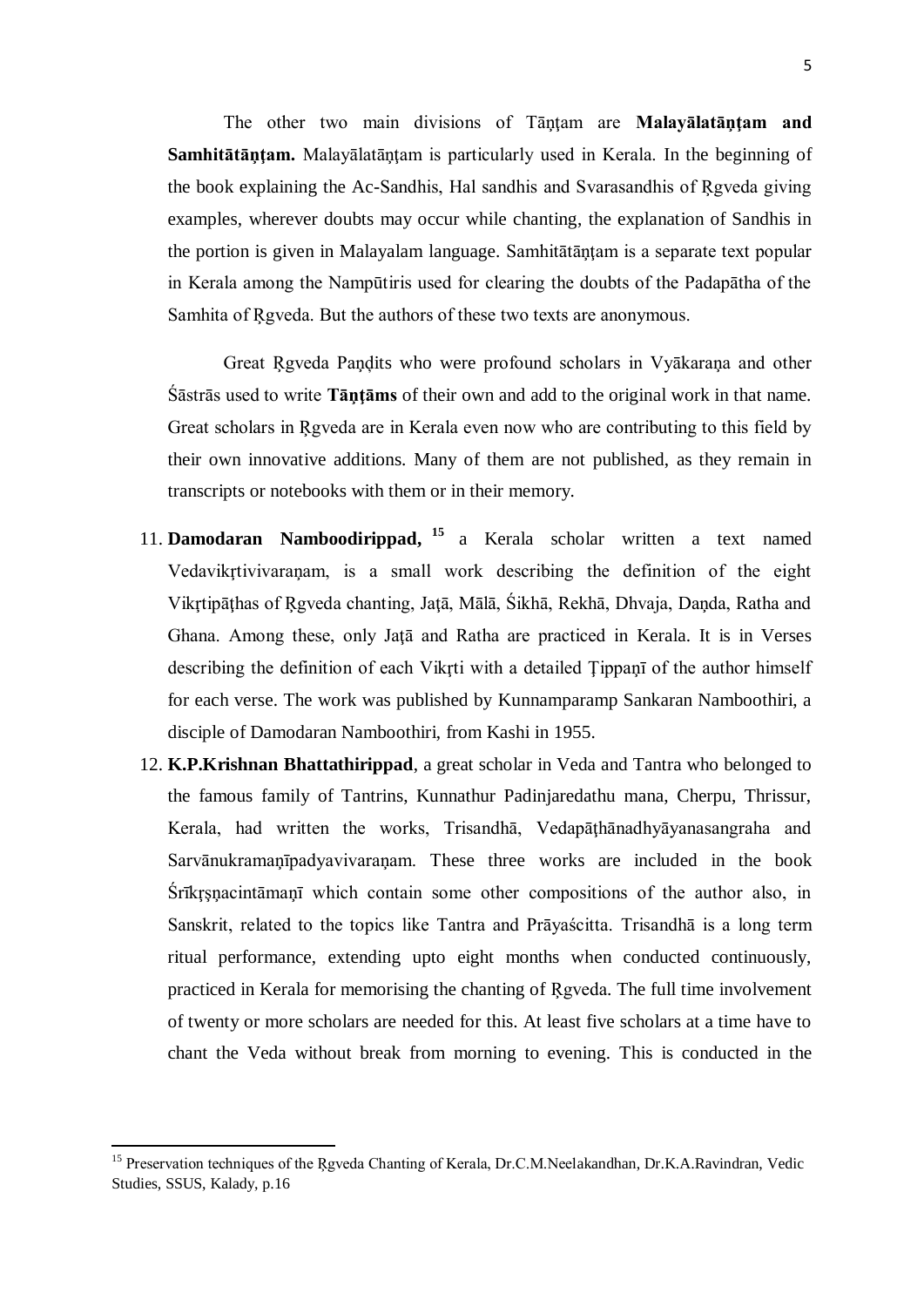The other two main divisions of Tāṇṭam are **Malayālatāṇṭam and Samhitātāṇṭam.** Malayālatāṇṭam is particularly used in Kerala. In the beginning of the book explaining the Ac-Sandhis, Hal sandhis and Svarasandhis of Ṛgveda giving examples, wherever doubts may occur while chanting, the explanation of Sandhis in the portion is given in Malayalam language. Samhitātāṇṭam is a separate text popular in Kerala among the Nampūtiris used for clearing the doubts of the Padapātha of the Samhita of Ṛgveda. But the authors of these two texts are anonymous.

Great Ṛgveda Paṇḍits who were profound scholars in Vyākaraṇa and other Śāstrās used to write **Tāṇṭāms** of their own and add to the original work in that name. Great scholars in Ṛgveda are in Kerala even now who are contributing to this field by their own innovative additions. Many of them are not published, as they remain in transcripts or notebooks with them or in their memory.

11. **Damodaran Namboodirippad,** [15] a Kerala scholar written a text named Vedavikṛtivivaraṇam, is a small work describing the definition of the eight Vikṛtipāṭhas of Ṛgveda chanting, Jaṭā, Mālā, Śikhā, Rekhā, Dhvaja, Daṇda, Ratha and Ghana. Among these, only Jaṭā and Ratha are practiced in Kerala. It is in Verses describing the definition of each Vikṛti with a detailed Ṭippaṇī of the author himself for each verse. The work was published by Kunnamparamp Sankaran Namboothiri, a disciple of Damodaran Namboothiri, from Kashi in 1955.
12. **K.P.Krishnan Bhattathirippad**, a great scholar in Veda and Tantra who belonged to the famous family of Tantrins, Kunnathur Padinjaredathu mana, Cherpu, Thrissur, Kerala, had written the works, Trisandhā, Vedapāṭhānadhyāyanasangraha and Sarvānukramaṇīpadyavivaraṇam. These three works are included in the book Śrīkṛṣṇacintāmaṇī which contain some other compositions of the author also, in Sanskrit, related to the topics like Tantra and Prāyaścitta. Trisandhā is a long term ritual performance, extending upto eight months when conducted continuously, practiced in Kerala for memorising the chanting of Ṛgveda. The full time involvement of twenty or more scholars are needed for this. At least five scholars at a time have to chant the Veda without break from morning to evening. This is conducted in the

---

[15] Preservation techniques of the Ṛgveda Chanting of Kerala, Dr.C.M.Neelakandhan, Dr.K.A.Ravindran, Vedic Studies, SSUS, Kalady, p.16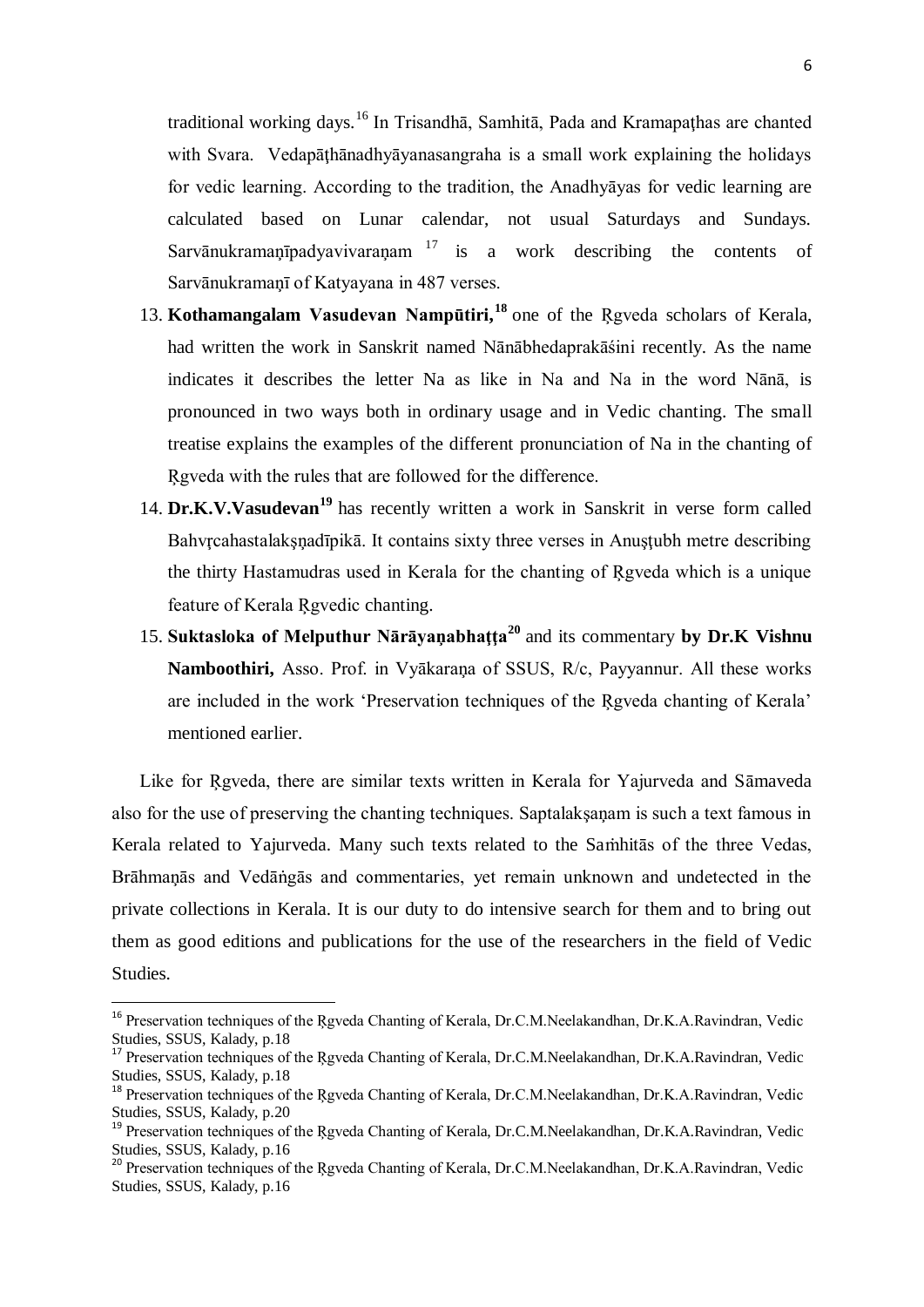traditional working days.[16] In Trisandhā, Samhitā, Pada and Kramapaṭhas are chanted with Svara. Vedapāṭhānadhyāyanasangraha is a small work explaining the holidays for vedic learning. According to the tradition, the Anadhyāyas for vedic learning are calculated based on Lunar calendar, not usual Saturdays and Sundays. Sarvānukramaṇīpadyavivaraṇam [17] is a work describing the contents of Sarvānukramaṇī of Katyayana in 487 verses.

13. **Kothamangalam Vasudevan Nampūtiri,**[18] one of the Ṛgveda scholars of Kerala, had written the work in Sanskrit named Nānābhedaprakāśini recently. As the name indicates it describes the letter Na as like in Na and Na in the word Nānā, is pronounced in two ways both in ordinary usage and in Vedic chanting. The small treatise explains the examples of the different pronunciation of Na in the chanting of Ṛgveda with the rules that are followed for the difference.
14. **Dr.K.V.Vasudevan**[19] has recently written a work in Sanskrit in verse form called Bahvṛcahastalakṣṇadīpikā. It contains sixty three verses in Anuṣṭubh metre describing the thirty Hastamudras used in Kerala for the chanting of Ṛgveda which is a unique feature of Kerala Ṛgvedic chanting.
15. **Suktasloka of Melputhur Nārāyaṇabhaṭṭa**[20] and its commentary **by Dr.K Vishnu Namboothiri,** Asso. Prof. in Vyākaraṇa of SSUS, R/c, Payyannur. All these works are included in the work 'Preservation techniques of the Ṛgveda chanting of Kerala' mentioned earlier.

Like for Ṛgveda, there are similar texts written in Kerala for Yajurveda and Sāmaveda also for the use of preserving the chanting techniques. Saptalakṣaṇam is such a text famous in Kerala related to Yajurveda. Many such texts related to the Saṁhitās of the three Vedas, Brāhmaṇās and Vedāṅgās and commentaries, yet remain unknown and undetected in the private collections in Kerala. It is our duty to do intensive search for them and to bring out them as good editions and publications for the use of the researchers in the field of Vedic Studies.

---

[16] Preservation techniques of the Ṛgveda Chanting of Kerala, Dr.C.M.Neelakandhan, Dr.K.A.Ravindran, Vedic Studies, SSUS, Kalady, p.18

[17] Preservation techniques of the Ṛgveda Chanting of Kerala, Dr.C.M.Neelakandhan, Dr.K.A.Ravindran, Vedic Studies, SSUS, Kalady, p.18

[18] Preservation techniques of the Ṛgveda Chanting of Kerala, Dr.C.M.Neelakandhan, Dr.K.A.Ravindran, Vedic Studies, SSUS, Kalady, p.20

[19] Preservation techniques of the Ṛgveda Chanting of Kerala, Dr.C.M.Neelakandhan, Dr.K.A.Ravindran, Vedic Studies, SSUS, Kalady, p.16

[20] Preservation techniques of the Ṛgveda Chanting of Kerala, Dr.C.M.Neelakandhan, Dr.K.A.Ravindran, Vedic Studies, SSUS, Kalady, p.16